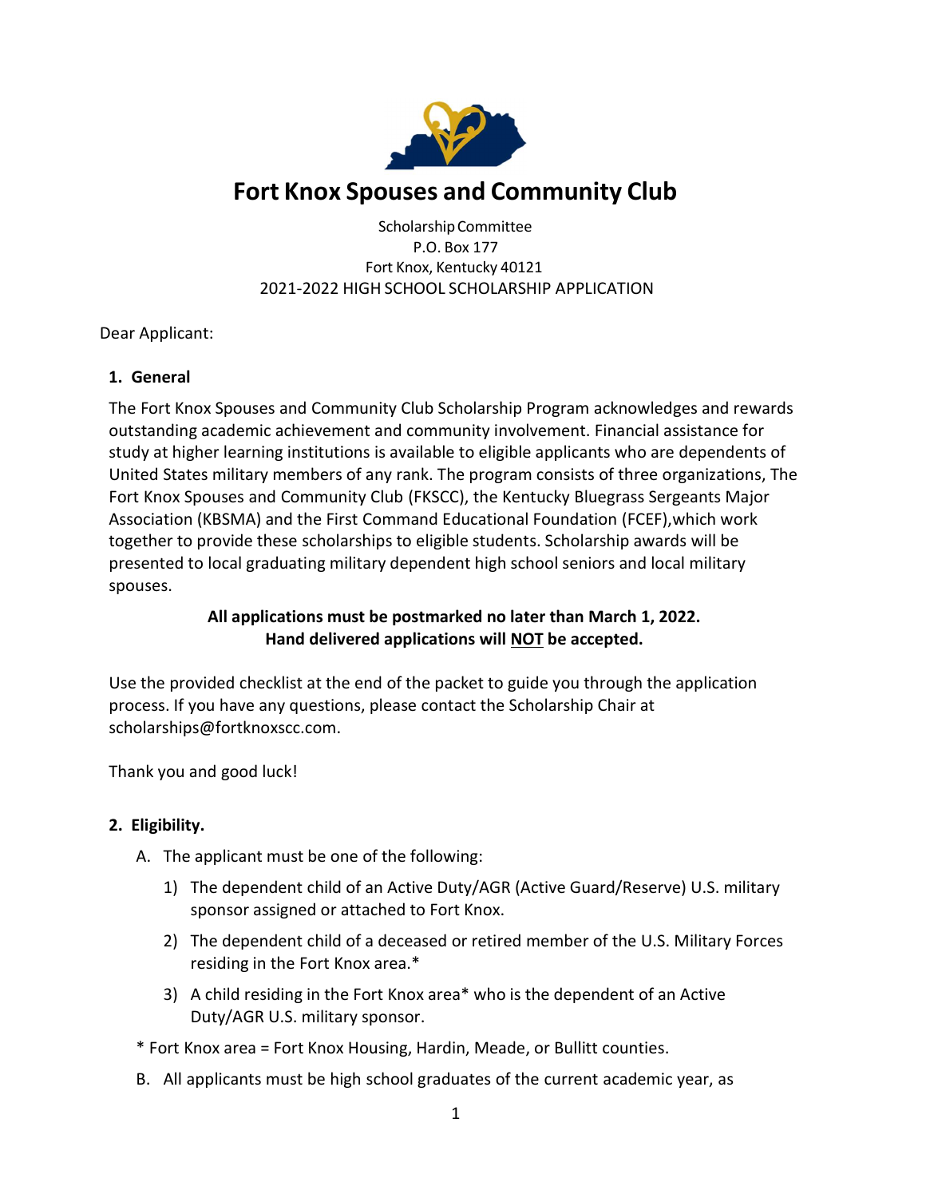# Fort Knox Spouses and Community Club

Scholarship Committee
P.O. Box 177
Fort Knox, Kentucky 40121
2021-2022 HIGH SCHOOL SCHOLARSHIP APPLICATION

Dear Applicant:

## 1. General

The Fort Knox Spouses and Community Club Scholarship Program acknowledges and rewards outstanding academic achievement and community involvement. Financial assistance for study at higher learning institutions is available to eligible applicants who are dependents of United States military members of any rank. The program consists of three organizations, The Fort Knox Spouses and Community Club (FKSCC), the Kentucky Bluegrass Sergeants Major Association (KBSMA) and the First Command Educational Foundation (FCEF),which work together to provide these scholarships to eligible students. Scholarship awards will be presented to local graduating military dependent high school seniors and local military spouses.

**All applications must be postmarked no later than March 1, 2022.**
**Hand delivered applications will NOT be accepted.**

Use the provided checklist at the end of the packet to guide you through the application process. If you have any questions, please contact the Scholarship Chair at scholarships@fortknoxscc.com.

Thank you and good luck!

## 2. Eligibility.

A. The applicant must be one of the following:

1) The dependent child of an Active Duty/AGR (Active Guard/Reserve) U.S. military sponsor assigned or attached to Fort Knox.
2) The dependent child of a deceased or retired member of the U.S. Military Forces residing in the Fort Knox area.*
3) A child residing in the Fort Knox area* who is the dependent of an Active Duty/AGR U.S. military sponsor.

\* Fort Knox area = Fort Knox Housing, Hardin, Meade, or Bullitt counties.

B. All applicants must be high school graduates of the current academic year, as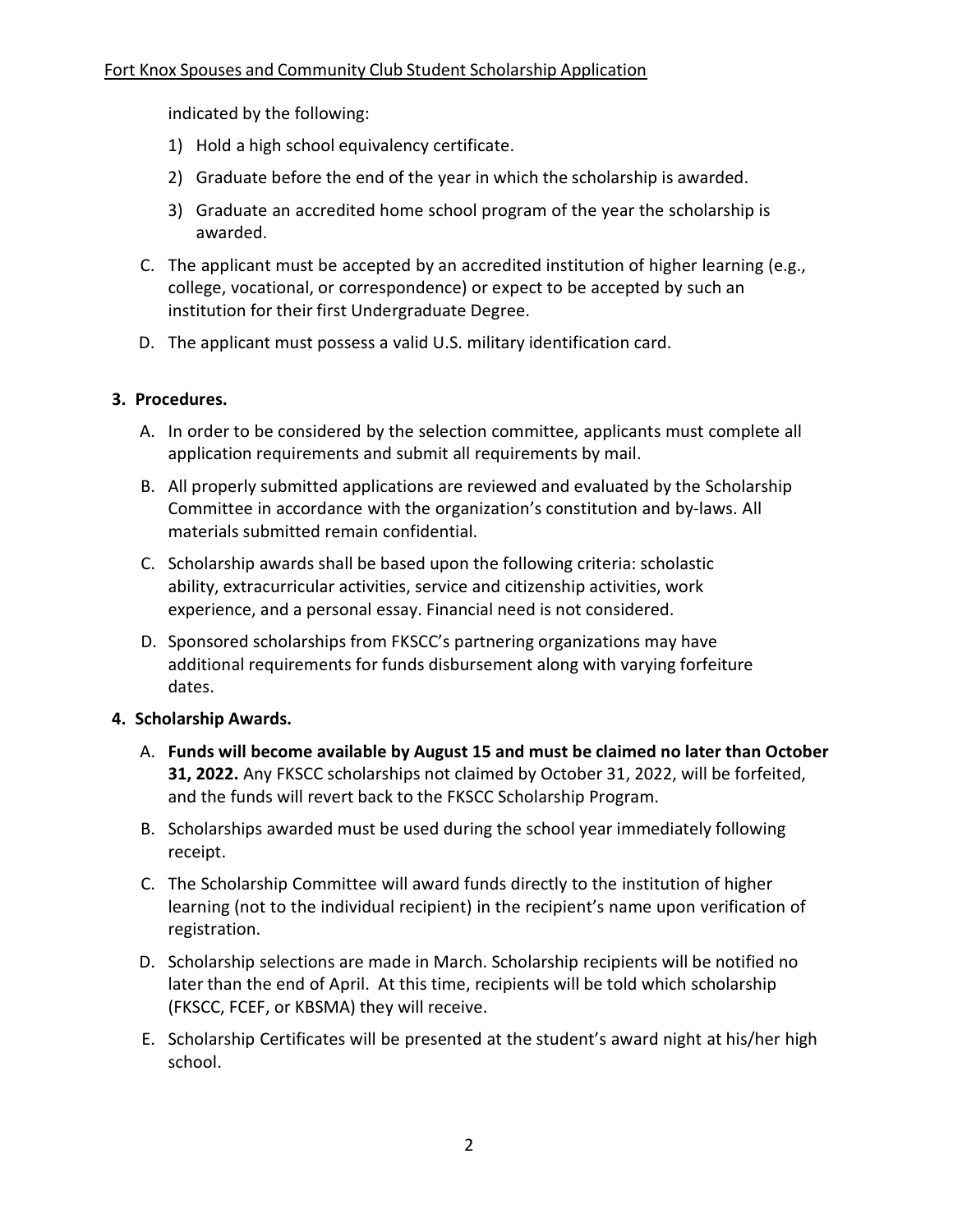indicated by the following:

1) Hold a high school equivalency certificate.
2) Graduate before the end of the year in which the scholarship is awarded.
3) Graduate an accredited home school program of the year the scholarship is awarded.

C. The applicant must be accepted by an accredited institution of higher learning (e.g., college, vocational, or correspondence) or expect to be accepted by such an institution for their first Undergraduate Degree.

D. The applicant must possess a valid U.S. military identification card.

**3. Procedures.**

A. In order to be considered by the selection committee, applicants must complete all application requirements and submit all requirements by mail.

B. All properly submitted applications are reviewed and evaluated by the Scholarship Committee in accordance with the organization's constitution and by-laws. All materials submitted remain confidential.

C. Scholarship awards shall be based upon the following criteria: scholastic ability, extracurricular activities, service and citizenship activities, work experience, and a personal essay. Financial need is not considered.

D. Sponsored scholarships from FKSCC's partnering organizations may have additional requirements for funds disbursement along with varying forfeiture dates.

**4. Scholarship Awards.**

A. **Funds will become available by August 15 and must be claimed no later than October 31, 2022.** Any FKSCC scholarships not claimed by October 31, 2022, will be forfeited, and the funds will revert back to the FKSCC Scholarship Program.

B. Scholarships awarded must be used during the school year immediately following receipt.

C. The Scholarship Committee will award funds directly to the institution of higher learning (not to the individual recipient) in the recipient's name upon verification of registration.

D. Scholarship selections are made in March. Scholarship recipients will be notified no later than the end of April. At this time, recipients will be told which scholarship (FKSCC, FCEF, or KBSMA) they will receive.

E. Scholarship Certificates will be presented at the student's award night at his/her high school.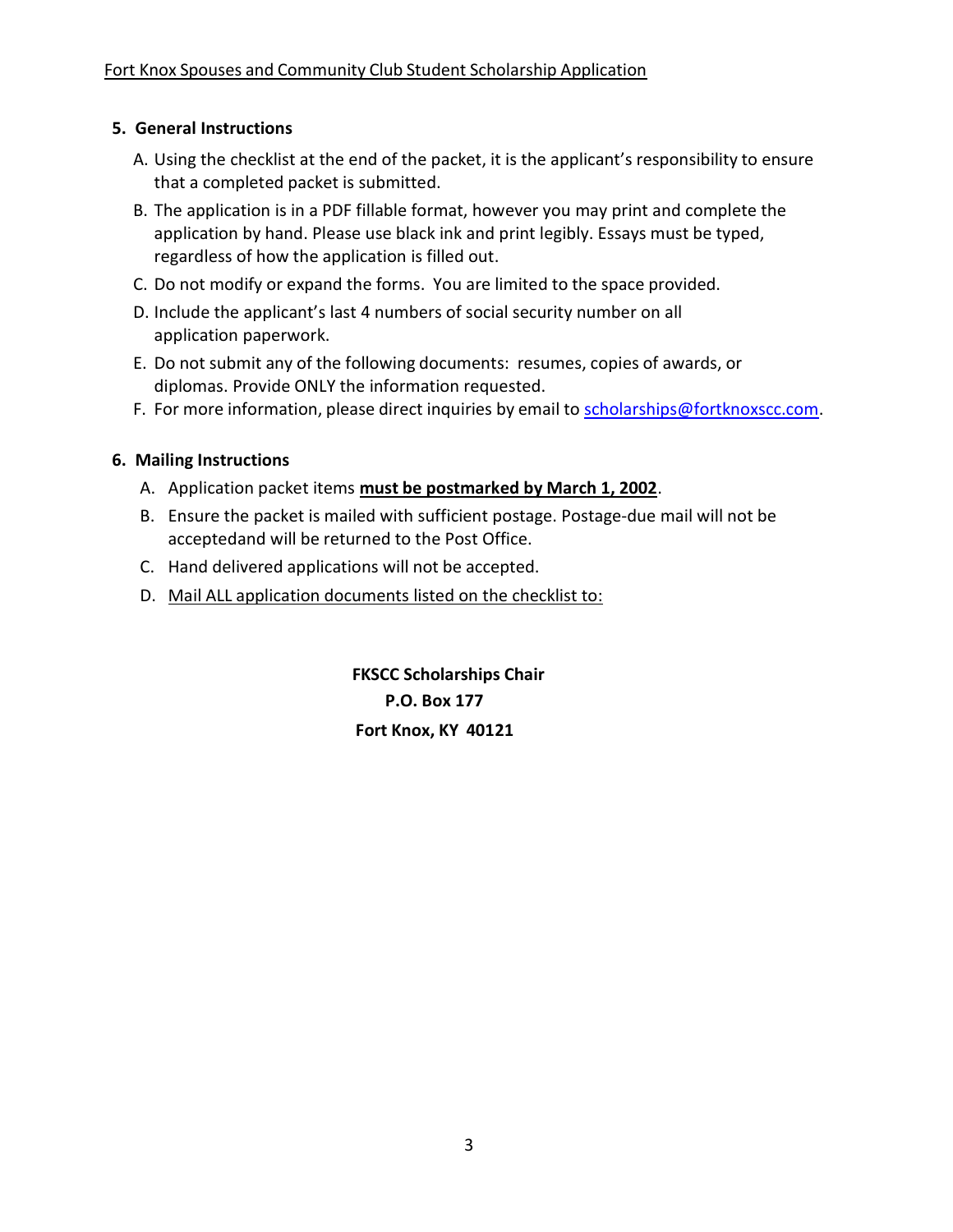## 5. General Instructions

A. Using the checklist at the end of the packet, it is the applicant's responsibility to ensure that a completed packet is submitted.

B. The application is in a PDF fillable format, however you may print and complete the application by hand. Please use black ink and print legibly. Essays must be typed, regardless of how the application is filled out.

C. Do not modify or expand the forms. You are limited to the space provided.

D. Include the applicant's last 4 numbers of social security number on all application paperwork.

E. Do not submit any of the following documents: resumes, copies of awards, or diplomas. Provide ONLY the information requested.

F. For more information, please direct inquiries by email to scholarships@fortknoxscc.com.

## 6. Mailing Instructions

A. Application packet items **must be postmarked by March 1, 2002**.

B. Ensure the packet is mailed with sufficient postage. Postage-due mail will not be acceptedand will be returned to the Post Office.

C. Hand delivered applications will not be accepted.

D. Mail ALL application documents listed on the checklist to:

**FKSCC Scholarships Chair**
**P.O. Box 177**
**Fort Knox, KY 40121**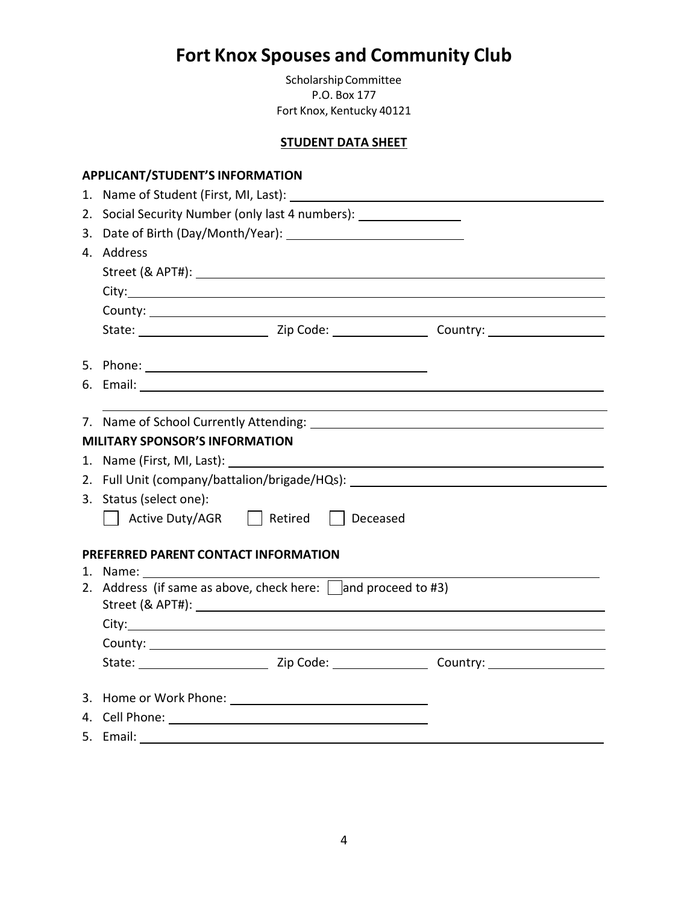# Fort Knox Spouses and Community Club

Scholarship Committee
P.O. Box 177
Fort Knox, Kentucky 40121

**STUDENT DATA SHEET**

**APPLICANT/STUDENT'S INFORMATION**

1. Name of Student (First, MI, Last): ____________________
2. Social Security Number (only last 4 numbers): ____________________
3. Date of Birth (Day/Month/Year): ____________________
4. Address
   Street (& APT#): ____________________
   City: ____________________
   County: ____________________
   State: ____________________ Zip Code: ____________________ Country: ____________________
5. Phone: ____________________
6. Email: ____________________
7. Name of School Currently Attending: ____________________

**MILITARY SPONSOR'S INFORMATION**

1. Name (First, MI, Last): ____________________
2. Full Unit (company/battalion/brigade/HQs): ____________________
3. Status (select one):
   ☐ Active Duty/AGR ☐ Retired ☐ Deceased

**PREFERRED PARENT CONTACT INFORMATION**

1. Name: ____________________
2. Address (if same as above, check here: ☐ and proceed to #3)
   Street (& APT#): ____________________
   City: ____________________
   County: ____________________
   State: ____________________ Zip Code: ____________________ Country: ____________________
3. Home or Work Phone: ____________________
4. Cell Phone: ____________________
5. Email: ____________________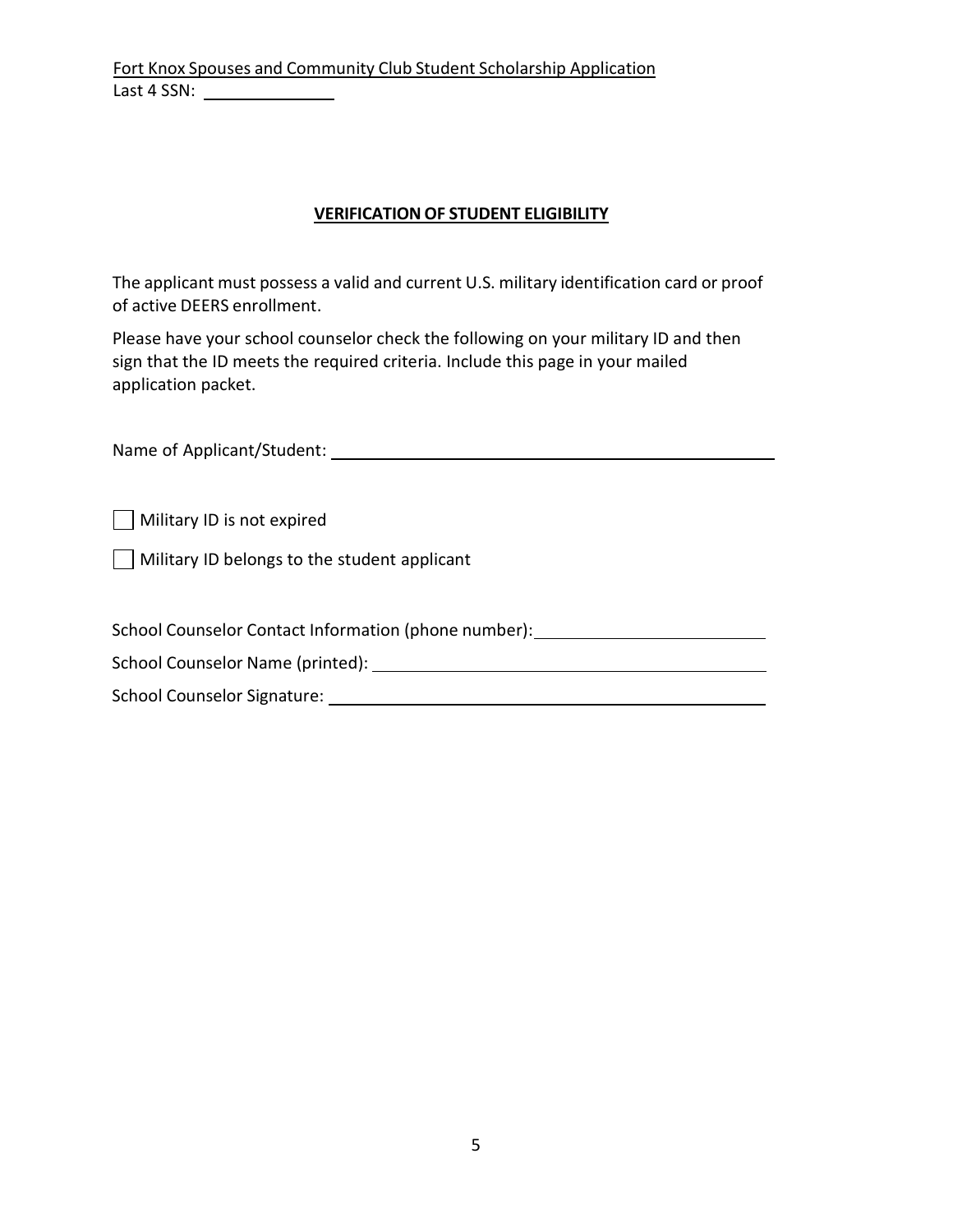Fort Knox Spouses and Community Club Student Scholarship Application

Last 4 SSN: ______________

## VERIFICATION OF STUDENT ELIGIBILITY

The applicant must possess a valid and current U.S. military identification card or proof of active DEERS enrollment.

Please have your school counselor check the following on your military ID and then sign that the ID meets the required criteria. Include this page in your mailed application packet.

Name of Applicant/Student: ______________________________________________

- [ ] Military ID is not expired
- [ ] Military ID belongs to the student applicant

School Counselor Contact Information (phone number): ________________________

School Counselor Name (printed): ________________________________________

School Counselor Signature: _____________________________________________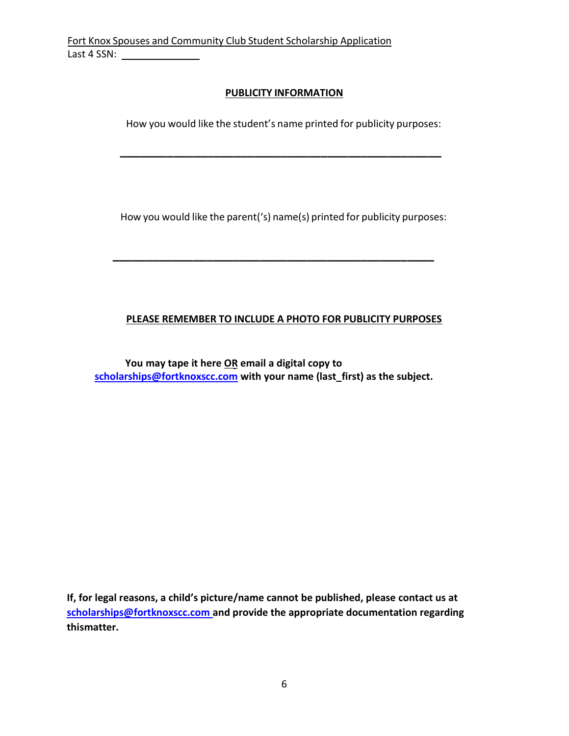Fort Knox Spouses and Community Club Student Scholarship Application
Last 4 SSN: ______________

## PUBLICITY INFORMATION

How you would like the student's name printed for publicity purposes:

\_\_\_\_\_\_\_\_\_\_\_\_\_\_\_\_\_\_\_\_\_\_\_\_\_\_\_\_\_\_\_\_\_\_\_\_\_\_\_\_\_\_\_\_\_\_\_\_\_\_\_\_\_\_\_\_

How you would like the parent('s) name(s) printed for publicity purposes:

\_\_\_\_\_\_\_\_\_\_\_\_\_\_\_\_\_\_\_\_\_\_\_\_\_\_\_\_\_\_\_\_\_\_\_\_\_\_\_\_\_\_\_\_\_\_\_\_\_\_\_\_\_\_\_\_

**PLEASE REMEMBER TO INCLUDE A PHOTO FOR PUBLICITY PURPOSES**

**You may tape it here OR email a digital copy to scholarships@fortknoxscc.com with your name (last_first) as the subject.**

**If, for legal reasons, a child's picture/name cannot be published, please contact us at scholarships@fortknoxscc.com and provide the appropriate documentation regarding thismatter.**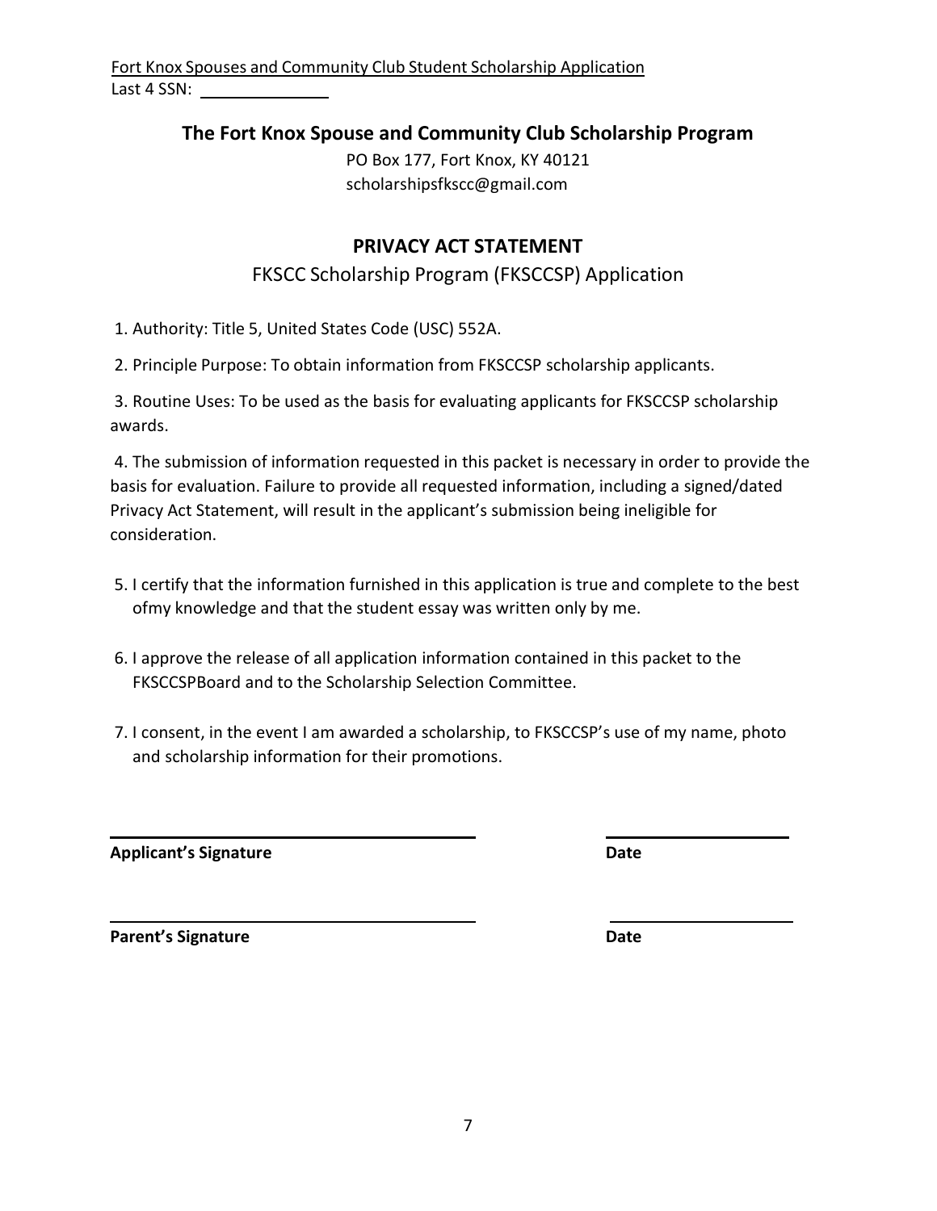Fort Knox Spouses and Community Club Student Scholarship Application
Last 4 SSN: ______________

## The Fort Knox Spouse and Community Club Scholarship Program

PO Box 177, Fort Knox, KY 40121
scholarshipsfkscc@gmail.com

## PRIVACY ACT STATEMENT

FKSCC Scholarship Program (FKSCCSP) Application

1. Authority: Title 5, United States Code (USC) 552A.

2. Principle Purpose: To obtain information from FKSCCSP scholarship applicants.

3. Routine Uses: To be used as the basis for evaluating applicants for FKSCCSP scholarship awards.

4. The submission of information requested in this packet is necessary in order to provide the basis for evaluation. Failure to provide all requested information, including a signed/dated Privacy Act Statement, will result in the applicant's submission being ineligible for consideration.

5. I certify that the information furnished in this application is true and complete to the best ofmy knowledge and that the student essay was written only by me.

6. I approve the release of all application information contained in this packet to the FKSCCSPBoard and to the Scholarship Selection Committee.

7. I consent, in the event I am awarded a scholarship, to FKSCCSP's use of my name, photo and scholarship information for their promotions.

______________________________ ______________

**Applicant's Signature** **Date**

______________________________ ______________

**Parent's Signature** **Date**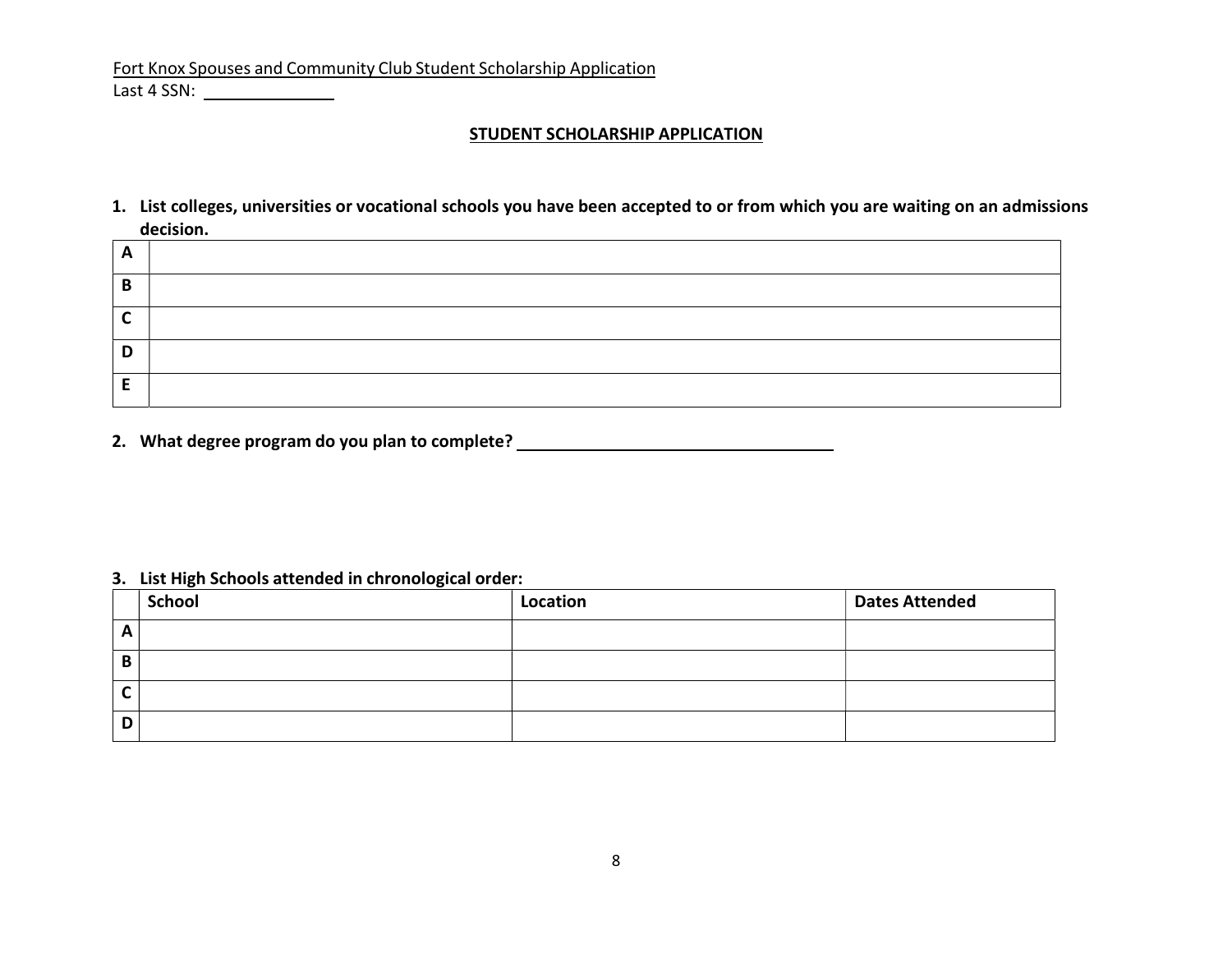Fort Knox Spouses and Community Club Student Scholarship Application
Last 4 SSN: ______________

## STUDENT SCHOLARSHIP APPLICATION

**1. List colleges, universities or vocational schools you have been accepted to or from which you are waiting on an admissions decision.**

| | |
|---|---|
| **A** | |
| **B** | |
| **C** | |
| **D** | |
| **E** | |

**2. What degree program do you plan to complete?** ____________________________________

**3. List High Schools attended in chronological order:**

| | School | Location | Dates Attended |
|---|---|---|---|
| **A** | | | |
| **B** | | | |
| **C** | | | |
| **D** | | | |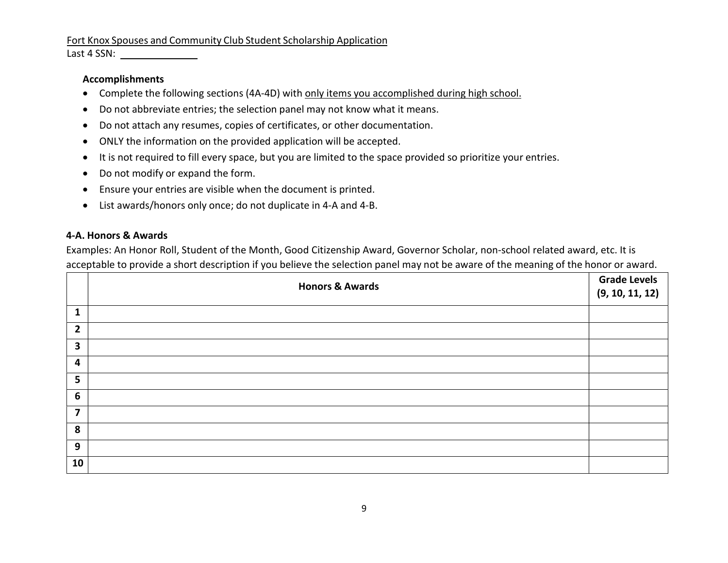Fort Knox Spouses and Community Club Student Scholarship Application
Last 4 SSN: ______________

**Accomplishments**

- Complete the following sections (4A-4D) with only items you accomplished during high school.
- Do not abbreviate entries; the selection panel may not know what it means.
- Do not attach any resumes, copies of certificates, or other documentation.
- ONLY the information on the provided application will be accepted.
- It is not required to fill every space, but you are limited to the space provided so prioritize your entries.
- Do not modify or expand the form.
- Ensure your entries are visible when the document is printed.
- List awards/honors only once; do not duplicate in 4-A and 4-B.

**4-A. Honors & Awards**

Examples: An Honor Roll, Student of the Month, Good Citizenship Award, Governor Scholar, non-school related award, etc. It is acceptable to provide a short description if you believe the selection panel may not be aware of the meaning of the honor or award.

| | **Honors & Awards** | **Grade Levels (9, 10, 11, 12)** |
|---|---|---|
| **1** | | |
| **2** | | |
| **3** | | |
| **4** | | |
| **5** | | |
| **6** | | |
| **7** | | |
| **8** | | |
| **9** | | |
| **10** | | |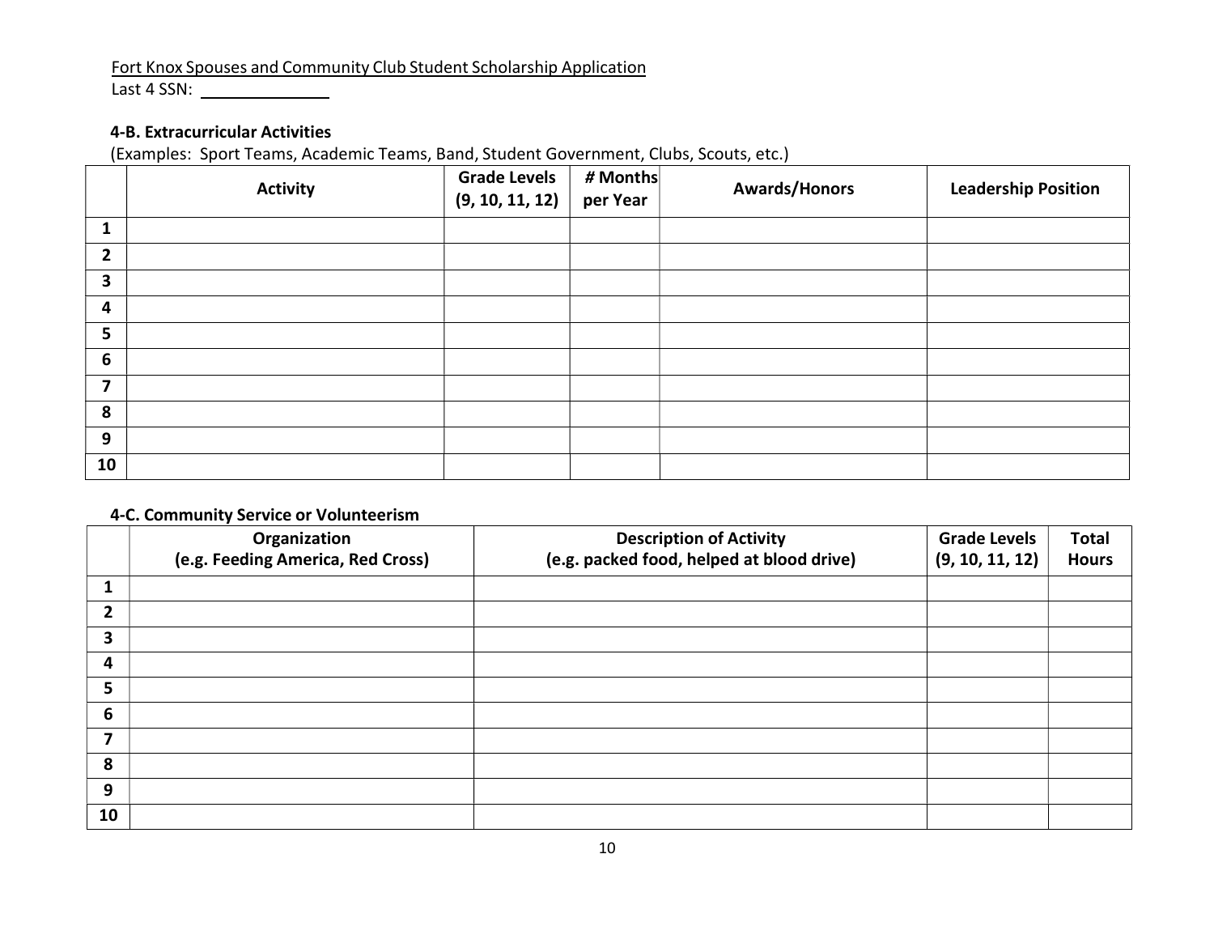Fort Knox Spouses and Community Club Student Scholarship Application

Last 4 SSN: ______________

**4-B. Extracurricular Activities**

(Examples: Sport Teams, Academic Teams, Band, Student Government, Clubs, Scouts, etc.)

| | Activity | Grade Levels (9, 10, 11, 12) | # Months per Year | Awards/Honors | Leadership Position |
|---|---|---|---|---|---|
| 1 | | | | | |
| 2 | | | | | |
| 3 | | | | | |
| 4 | | | | | |
| 5 | | | | | |
| 6 | | | | | |
| 7 | | | | | |
| 8 | | | | | |
| 9 | | | | | |
| 10 | | | | | |

**4-C. Community Service or Volunteerism**

| | Organization (e.g. Feeding America, Red Cross) | Description of Activity (e.g. packed food, helped at blood drive) | Grade Levels (9, 10, 11, 12) | Total Hours |
|---|---|---|---|---|
| 1 | | | | |
| 2 | | | | |
| 3 | | | | |
| 4 | | | | |
| 5 | | | | |
| 6 | | | | |
| 7 | | | | |
| 8 | | | | |
| 9 | | | | |
| 10 | | | | |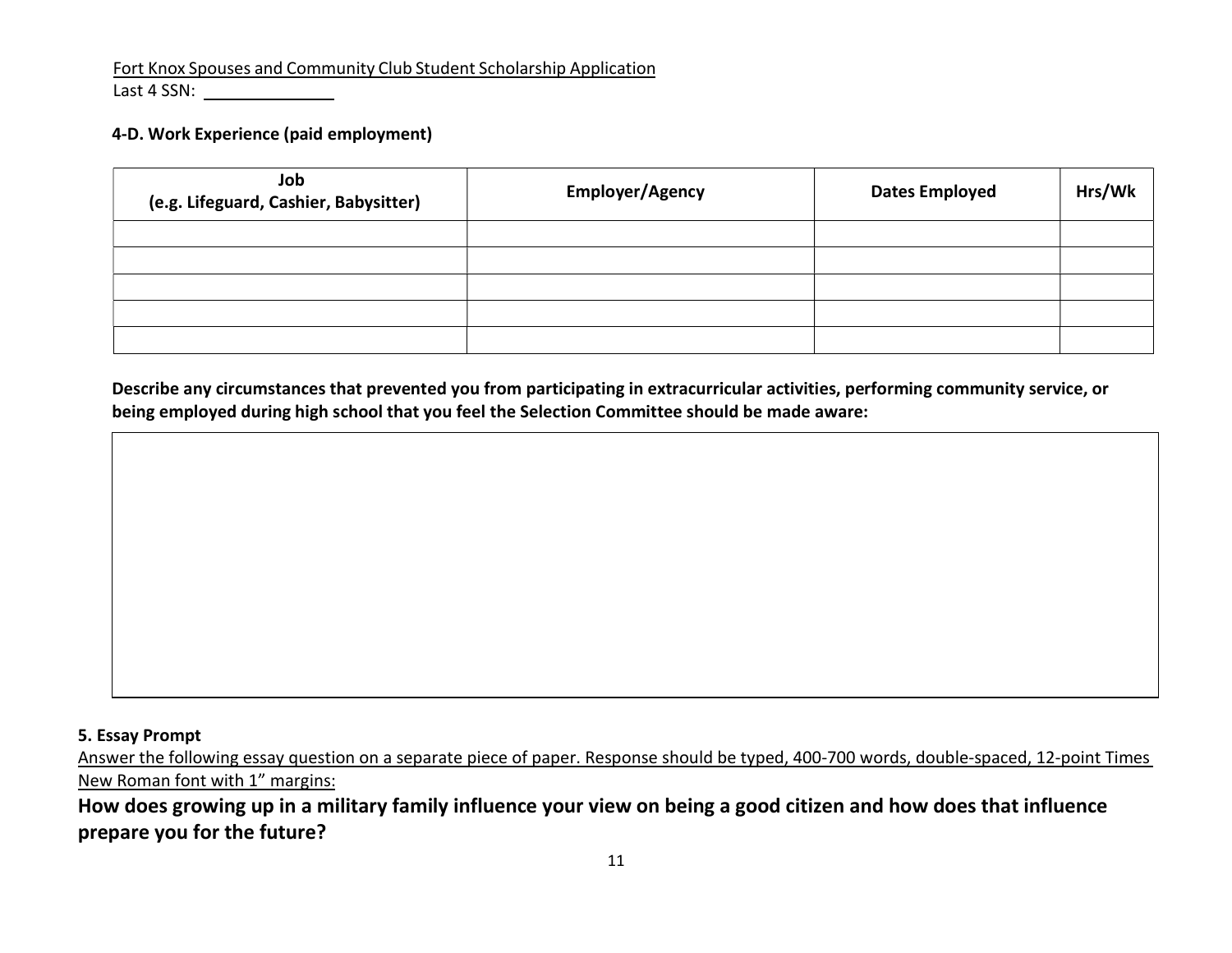Fort Knox Spouses and Community Club Student Scholarship Application

Last 4 SSN: ______________

**4-D. Work Experience (paid employment)**

| Job (e.g. Lifeguard, Cashier, Babysitter) | Employer/Agency | Dates Employed | Hrs/Wk |
|---|---|---|---|
| | | | |
| | | | |
| | | | |
| | | | |
| | | | |

**Describe any circumstances that prevented you from participating in extracurricular activities, performing community service, or being employed during high school that you feel the Selection Committee should be made aware:**

**5. Essay Prompt**

Answer the following essay question on a separate piece of paper. Response should be typed, 400-700 words, double-spaced, 12-point Times New Roman font with 1" margins:

**How does growing up in a military family influence your view on being a good citizen and how does that influence prepare you for the future?**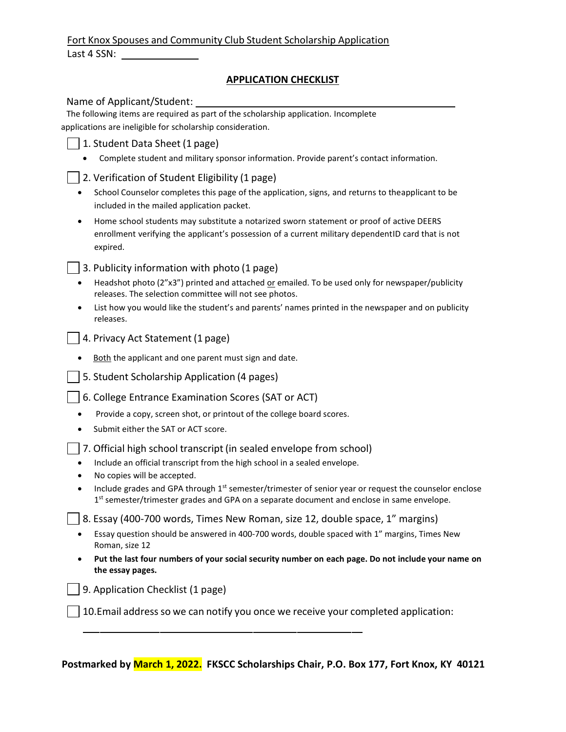Fort Knox Spouses and Community Club Student Scholarship Application

Last 4 SSN: ______________

## APPLICATION CHECKLIST

Name of Applicant/Student: ______________________________________________

The following items are required as part of the scholarship application. Incomplete applications are ineligible for scholarship consideration.

☐ 1. Student Data Sheet (1 page)

- Complete student and military sponsor information. Provide parent's contact information.

☐ 2. Verification of Student Eligibility (1 page)

- School Counselor completes this page of the application, signs, and returns to theapplicant to be included in the mailed application packet.
- Home school students may substitute a notarized sworn statement or proof of active DEERS enrollment verifying the applicant's possession of a current military dependentID card that is not expired.

☐ 3. Publicity information with photo (1 page)

- Headshot photo (2"x3") printed and attached or emailed. To be used only for newspaper/publicity releases. The selection committee will not see photos.
- List how you would like the student's and parents' names printed in the newspaper and on publicity releases.

☐ 4. Privacy Act Statement (1 page)

- Both the applicant and one parent must sign and date.

☐ 5. Student Scholarship Application (4 pages)

☐ 6. College Entrance Examination Scores (SAT or ACT)

- Provide a copy, screen shot, or printout of the college board scores.
- Submit either the SAT or ACT score.

☐ 7. Official high school transcript (in sealed envelope from school)

- Include an official transcript from the high school in a sealed envelope.
- No copies will be accepted.
- Include grades and GPA through 1st semester/trimester of senior year or request the counselor enclose 1st semester/trimester grades and GPA on a separate document and enclose in same envelope.

☐ 8. Essay (400-700 words, Times New Roman, size 12, double space, 1" margins)

- Essay question should be answered in 400-700 words, double spaced with 1" margins, Times New Roman, size 12
- **Put the last four numbers of your social security number on each page. Do not include your name on the essay pages.**

☐ 9. Application Checklist (1 page)

☐ 10.Email address so we can notify you once we receive your completed application:

______________________________________________

**Postmarked by March 1, 2022. FKSCC Scholarships Chair, P.O. Box 177, Fort Knox, KY 40121**